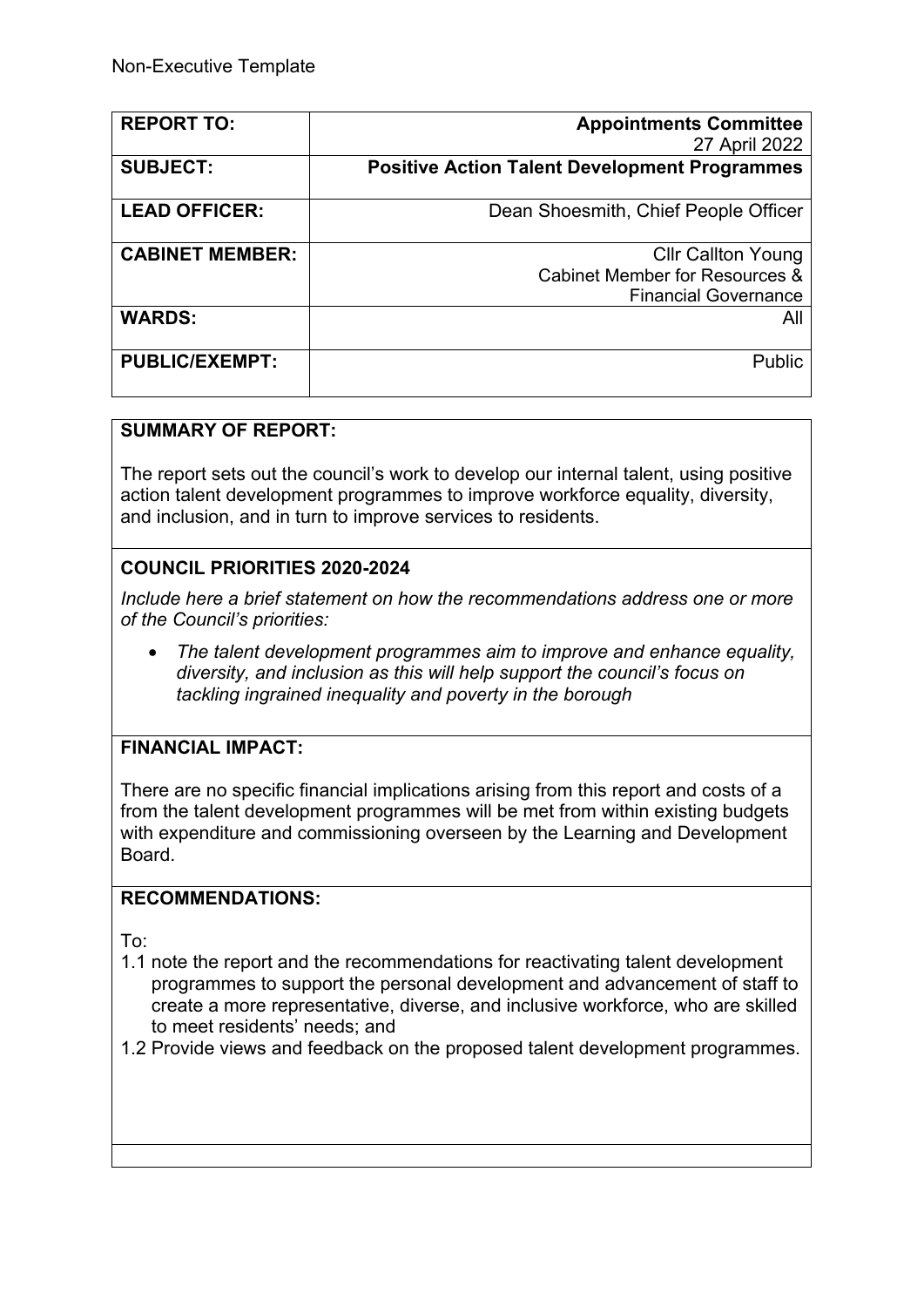Non-Executive Template

| REPORT TO: | **Appointments Committee** 27 April 2022 |
| --- | --- |
| **SUBJECT:** | **Positive Action Talent Development Programmes** |
| **LEAD OFFICER:** | Dean Shoesmith, Chief People Officer |
| **CABINET MEMBER:** | Cllr Callton Young Cabinet Member for Resources & Financial Governance |
| **WARDS:** | All |
| **PUBLIC/EXEMPT:** | Public |

## SUMMARY OF REPORT:

The report sets out the council's work to develop our internal talent, using positive action talent development programmes to improve workforce equality, diversity, and inclusion, and in turn to improve services to residents.

## COUNCIL PRIORITIES 2020-2024

*Include here a brief statement on how the recommendations address one or more of the Council's priorities:*

- *The talent development programmes aim to improve and enhance equality, diversity, and inclusion as this will help support the council's focus on tackling ingrained inequality and poverty in the borough*

## FINANCIAL IMPACT:

There are no specific financial implications arising from this report and costs of a from the talent development programmes will be met from within existing budgets with expenditure and commissioning overseen by the Learning and Development Board.

## RECOMMENDATIONS:

To:

1.1 note the report and the recommendations for reactivating talent development programmes to support the personal development and advancement of staff to create a more representative, diverse, and inclusive workforce, who are skilled to meet residents' needs; and

1.2 Provide views and feedback on the proposed talent development programmes.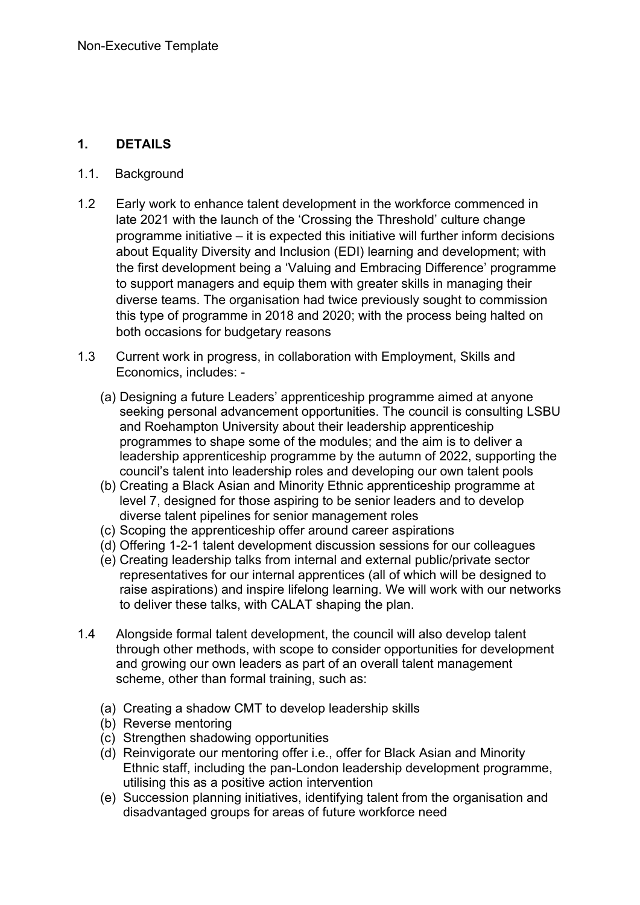## 1. DETAILS

1.1. Background

1.2 Early work to enhance talent development in the workforce commenced in late 2021 with the launch of the 'Crossing the Threshold' culture change programme initiative – it is expected this initiative will further inform decisions about Equality Diversity and Inclusion (EDI) learning and development; with the first development being a 'Valuing and Embracing Difference' programme to support managers and equip them with greater skills in managing their diverse teams. The organisation had twice previously sought to commission this type of programme in 2018 and 2020; with the process being halted on both occasions for budgetary reasons

1.3 Current work in progress, in collaboration with Employment, Skills and Economics, includes: -

(a) Designing a future Leaders' apprenticeship programme aimed at anyone seeking personal advancement opportunities. The council is consulting LSBU and Roehampton University about their leadership apprenticeship programmes to shape some of the modules; and the aim is to deliver a leadership apprenticeship programme by the autumn of 2022, supporting the council's talent into leadership roles and developing our own talent pools
(b) Creating a Black Asian and Minority Ethnic apprenticeship programme at level 7, designed for those aspiring to be senior leaders and to develop diverse talent pipelines for senior management roles
(c) Scoping the apprenticeship offer around career aspirations
(d) Offering 1-2-1 talent development discussion sessions for our colleagues
(e) Creating leadership talks from internal and external public/private sector representatives for our internal apprentices (all of which will be designed to raise aspirations) and inspire lifelong learning. We will work with our networks to deliver these talks, with CALAT shaping the plan.

1.4 Alongside formal talent development, the council will also develop talent through other methods, with scope to consider opportunities for development and growing our own leaders as part of an overall talent management scheme, other than formal training, such as:

(a) Creating a shadow CMT to develop leadership skills
(b) Reverse mentoring
(c) Strengthen shadowing opportunities
(d) Reinvigorate our mentoring offer i.e., offer for Black Asian and Minority Ethnic staff, including the pan-London leadership development programme, utilising this as a positive action intervention
(e) Succession planning initiatives, identifying talent from the organisation and disadvantaged groups for areas of future workforce need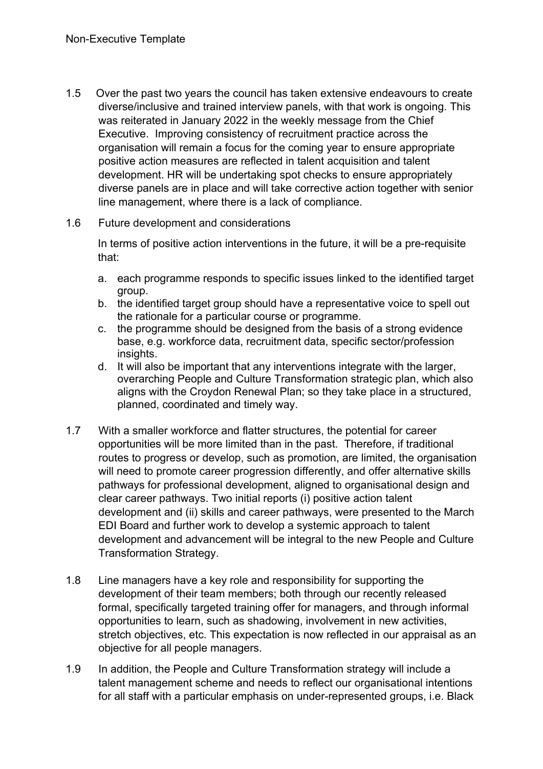1.5 Over the past two years the council has taken extensive endeavours to create diverse/inclusive and trained interview panels, with that work is ongoing. This was reiterated in January 2022 in the weekly message from the Chief Executive. Improving consistency of recruitment practice across the organisation will remain a focus for the coming year to ensure appropriate positive action measures are reflected in talent acquisition and talent development. HR will be undertaking spot checks to ensure appropriately diverse panels are in place and will take corrective action together with senior line management, where there is a lack of compliance.

1.6 Future development and considerations

In terms of positive action interventions in the future, it will be a pre-requisite that:

a. each programme responds to specific issues linked to the identified target group.
b. the identified target group should have a representative voice to spell out the rationale for a particular course or programme.
c. the programme should be designed from the basis of a strong evidence base, e.g. workforce data, recruitment data, specific sector/profession insights.
d. It will also be important that any interventions integrate with the larger, overarching People and Culture Transformation strategic plan, which also aligns with the Croydon Renewal Plan; so they take place in a structured, planned, coordinated and timely way.

1.7 With a smaller workforce and flatter structures, the potential for career opportunities will be more limited than in the past. Therefore, if traditional routes to progress or develop, such as promotion, are limited, the organisation will need to promote career progression differently, and offer alternative skills pathways for professional development, aligned to organisational design and clear career pathways. Two initial reports (i) positive action talent development and (ii) skills and career pathways, were presented to the March EDI Board and further work to develop a systemic approach to talent development and advancement will be integral to the new People and Culture Transformation Strategy.

1.8 Line managers have a key role and responsibility for supporting the development of their team members; both through our recently released formal, specifically targeted training offer for managers, and through informal opportunities to learn, such as shadowing, involvement in new activities, stretch objectives, etc. This expectation is now reflected in our appraisal as an objective for all people managers.

1.9 In addition, the People and Culture Transformation strategy will include a talent management scheme and needs to reflect our organisational intentions for all staff with a particular emphasis on under-represented groups, i.e. Black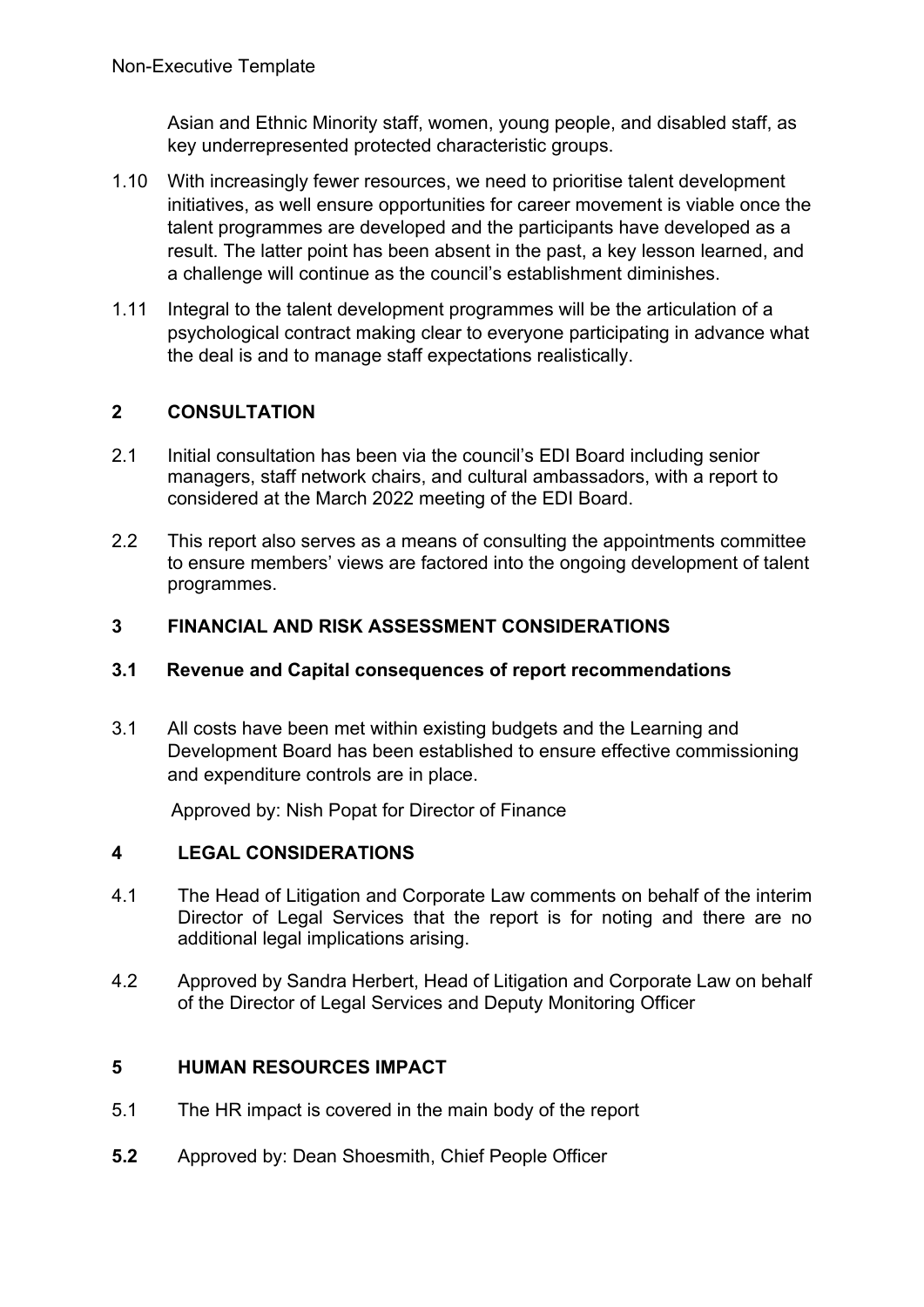Asian and Ethnic Minority staff, women, young people, and disabled staff, as key underrepresented protected characteristic groups.

1.10 With increasingly fewer resources, we need to prioritise talent development initiatives, as well ensure opportunities for career movement is viable once the talent programmes are developed and the participants have developed as a result. The latter point has been absent in the past, a key lesson learned, and a challenge will continue as the council's establishment diminishes.

1.11 Integral to the talent development programmes will be the articulation of a psychological contract making clear to everyone participating in advance what the deal is and to manage staff expectations realistically.

## 2 CONSULTATION

2.1 Initial consultation has been via the council's EDI Board including senior managers, staff network chairs, and cultural ambassadors, with a report to considered at the March 2022 meeting of the EDI Board.

2.2 This report also serves as a means of consulting the appointments committee to ensure members' views are factored into the ongoing development of talent programmes.

## 3 FINANCIAL AND RISK ASSESSMENT CONSIDERATIONS

### 3.1 Revenue and Capital consequences of report recommendations

3.1 All costs have been met within existing budgets and the Learning and Development Board has been established to ensure effective commissioning and expenditure controls are in place.

Approved by: Nish Popat for Director of Finance

## 4 LEGAL CONSIDERATIONS

4.1 The Head of Litigation and Corporate Law comments on behalf of the interim Director of Legal Services that the report is for noting and there are no additional legal implications arising.

4.2 Approved by Sandra Herbert, Head of Litigation and Corporate Law on behalf of the Director of Legal Services and Deputy Monitoring Officer

## 5 HUMAN RESOURCES IMPACT

5.1 The HR impact is covered in the main body of the report

**5.2** Approved by: Dean Shoesmith, Chief People Officer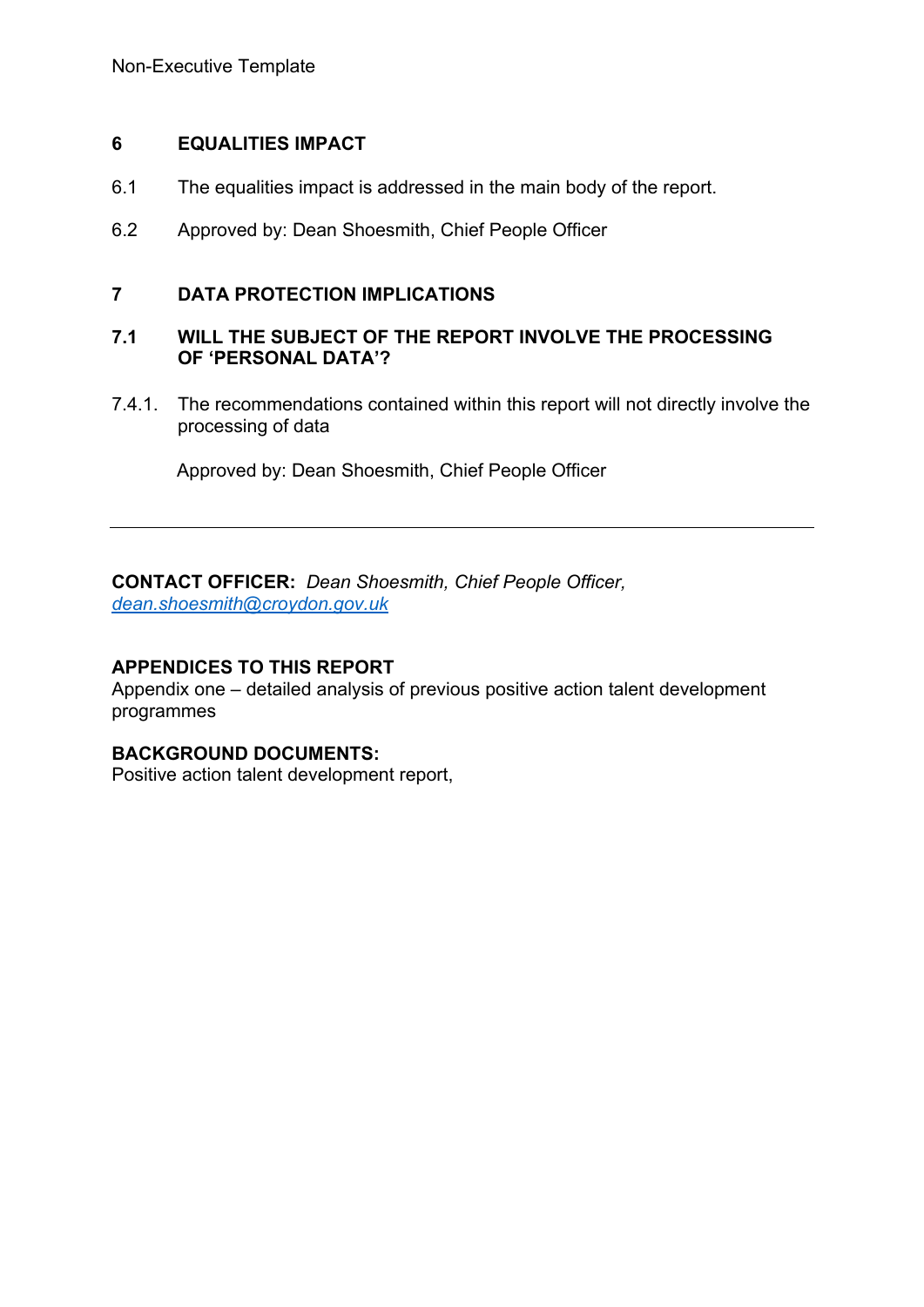## 6 EQUALITIES IMPACT

6.1 The equalities impact is addressed in the main body of the report.

6.2 Approved by: Dean Shoesmith, Chief People Officer

## 7 DATA PROTECTION IMPLICATIONS

### 7.1 WILL THE SUBJECT OF THE REPORT INVOLVE THE PROCESSING OF 'PERSONAL DATA'?

7.4.1. The recommendations contained within this report will not directly involve the processing of data

Approved by: Dean Shoesmith, Chief People Officer

---

**CONTACT OFFICER:** *Dean Shoesmith, Chief People Officer, [dean.shoesmith@croydon.gov.uk](mailto:dean.shoesmith@croydon.gov.uk)*

**APPENDICES TO THIS REPORT**
Appendix one – detailed analysis of previous positive action talent development programmes

**BACKGROUND DOCUMENTS:**
Positive action talent development report,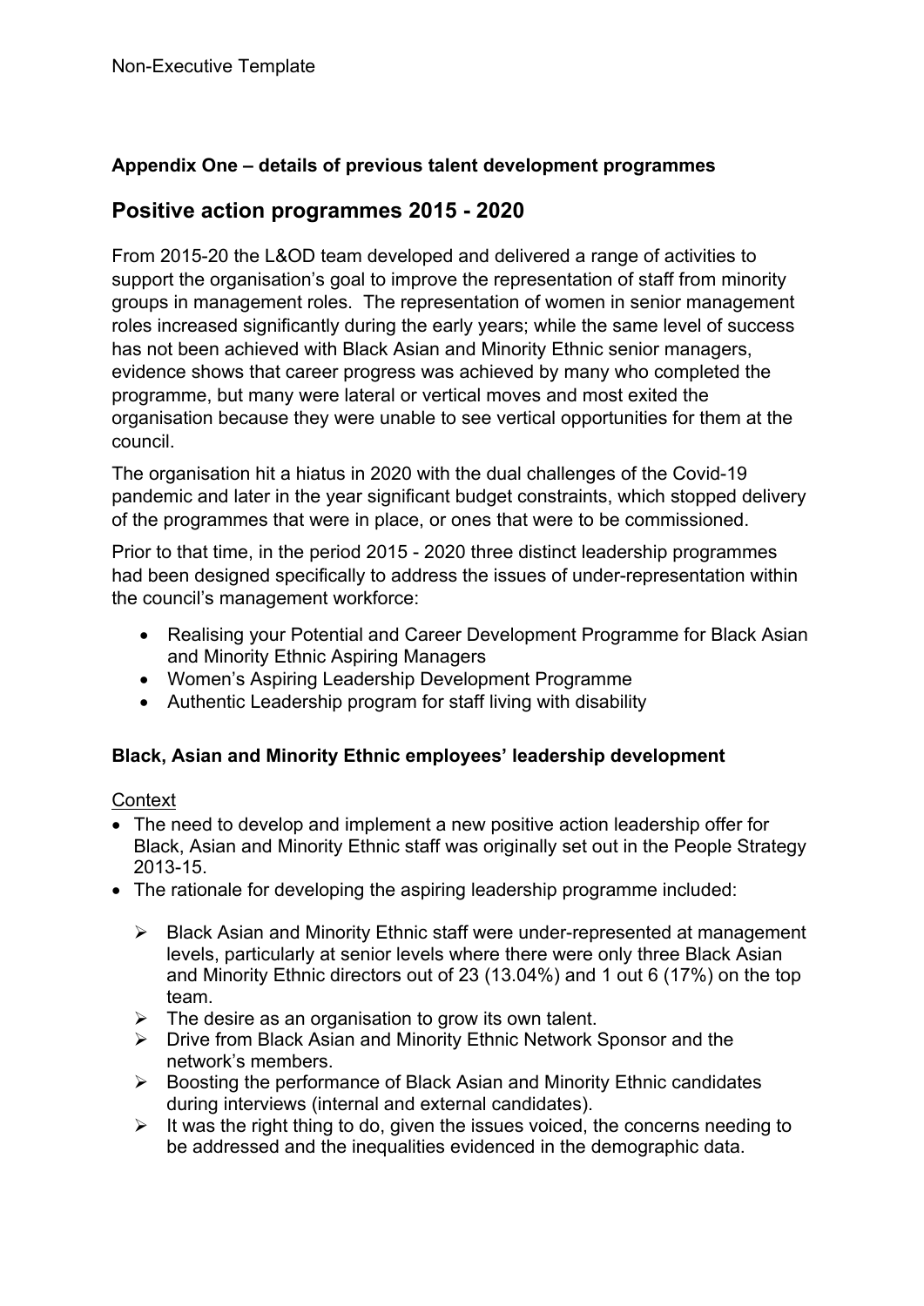**Appendix One – details of previous talent development programmes**

## Positive action programmes 2015 - 2020

From 2015-20 the L&OD team developed and delivered a range of activities to support the organisation's goal to improve the representation of staff from minority groups in management roles. The representation of women in senior management roles increased significantly during the early years; while the same level of success has not been achieved with Black Asian and Minority Ethnic senior managers, evidence shows that career progress was achieved by many who completed the programme, but many were lateral or vertical moves and most exited the organisation because they were unable to see vertical opportunities for them at the council.

The organisation hit a hiatus in 2020 with the dual challenges of the Covid-19 pandemic and later in the year significant budget constraints, which stopped delivery of the programmes that were in place, or ones that were to be commissioned.

Prior to that time, in the period 2015 - 2020 three distinct leadership programmes had been designed specifically to address the issues of under-representation within the council's management workforce:

- Realising your Potential and Career Development Programme for Black Asian and Minority Ethnic Aspiring Managers
- Women's Aspiring Leadership Development Programme
- Authentic Leadership program for staff living with disability

**Black, Asian and Minority Ethnic employees' leadership development**

Context

- The need to develop and implement a new positive action leadership offer for Black, Asian and Minority Ethnic staff was originally set out in the People Strategy 2013-15.
- The rationale for developing the aspiring leadership programme included:
  - Black Asian and Minority Ethnic staff were under-represented at management levels, particularly at senior levels where there were only three Black Asian and Minority Ethnic directors out of 23 (13.04%) and 1 out 6 (17%) on the top team.
  - The desire as an organisation to grow its own talent.
  - Drive from Black Asian and Minority Ethnic Network Sponsor and the network's members.
  - Boosting the performance of Black Asian and Minority Ethnic candidates during interviews (internal and external candidates).
  - It was the right thing to do, given the issues voiced, the concerns needing to be addressed and the inequalities evidenced in the demographic data.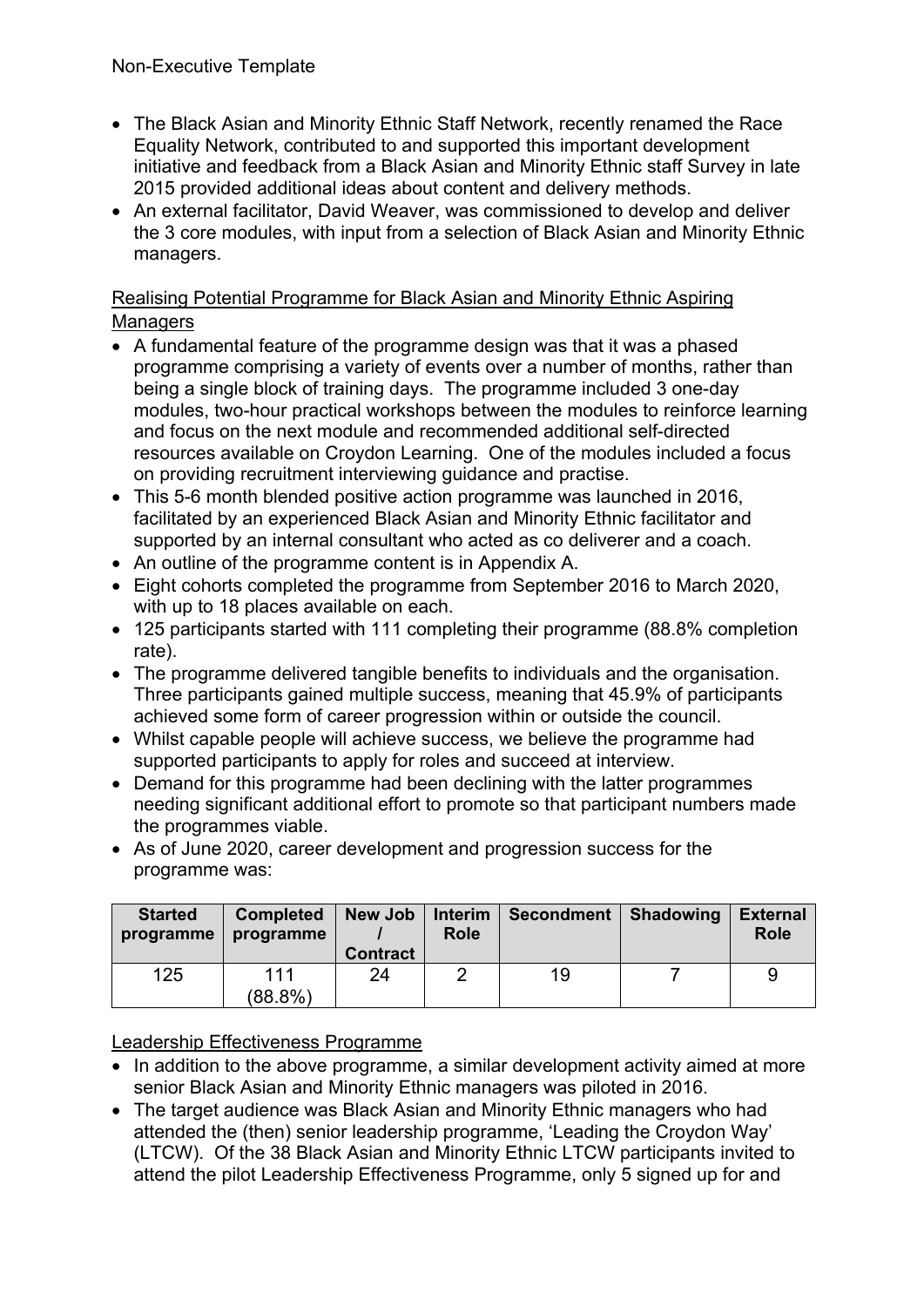- The Black Asian and Minority Ethnic Staff Network, recently renamed the Race Equality Network, contributed to and supported this important development initiative and feedback from a Black Asian and Minority Ethnic staff Survey in late 2015 provided additional ideas about content and delivery methods.
- An external facilitator, David Weaver, was commissioned to develop and deliver the 3 core modules, with input from a selection of Black Asian and Minority Ethnic managers.

<u>Realising Potential Programme for Black Asian and Minority Ethnic Aspiring Managers</u>

- A fundamental feature of the programme design was that it was a phased programme comprising a variety of events over a number of months, rather than being a single block of training days. The programme included 3 one-day modules, two-hour practical workshops between the modules to reinforce learning and focus on the next module and recommended additional self-directed resources available on Croydon Learning. One of the modules included a focus on providing recruitment interviewing guidance and practise.
- This 5-6 month blended positive action programme was launched in 2016, facilitated by an experienced Black Asian and Minority Ethnic facilitator and supported by an internal consultant who acted as co deliverer and a coach.
- An outline of the programme content is in Appendix A.
- Eight cohorts completed the programme from September 2016 to March 2020, with up to 18 places available on each.
- 125 participants started with 111 completing their programme (88.8% completion rate).
- The programme delivered tangible benefits to individuals and the organisation. Three participants gained multiple success, meaning that 45.9% of participants achieved some form of career progression within or outside the council.
- Whilst capable people will achieve success, we believe the programme had supported participants to apply for roles and succeed at interview.
- Demand for this programme had been declining with the latter programmes needing significant additional effort to promote so that participant numbers made the programmes viable.
- As of June 2020, career development and progression success for the programme was:

| Started programme | Completed programme | New Job / Contract | Interim Role | Secondment | Shadowing | External Role |
|---|---|---|---|---|---|---|
| 125 | 111 (88.8%) | 24 | 2 | 19 | 7 | 9 |

<u>Leadership Effectiveness Programme</u>

- In addition to the above programme, a similar development activity aimed at more senior Black Asian and Minority Ethnic managers was piloted in 2016.
- The target audience was Black Asian and Minority Ethnic managers who had attended the (then) senior leadership programme, 'Leading the Croydon Way' (LTCW). Of the 38 Black Asian and Minority Ethnic LTCW participants invited to attend the pilot Leadership Effectiveness Programme, only 5 signed up for and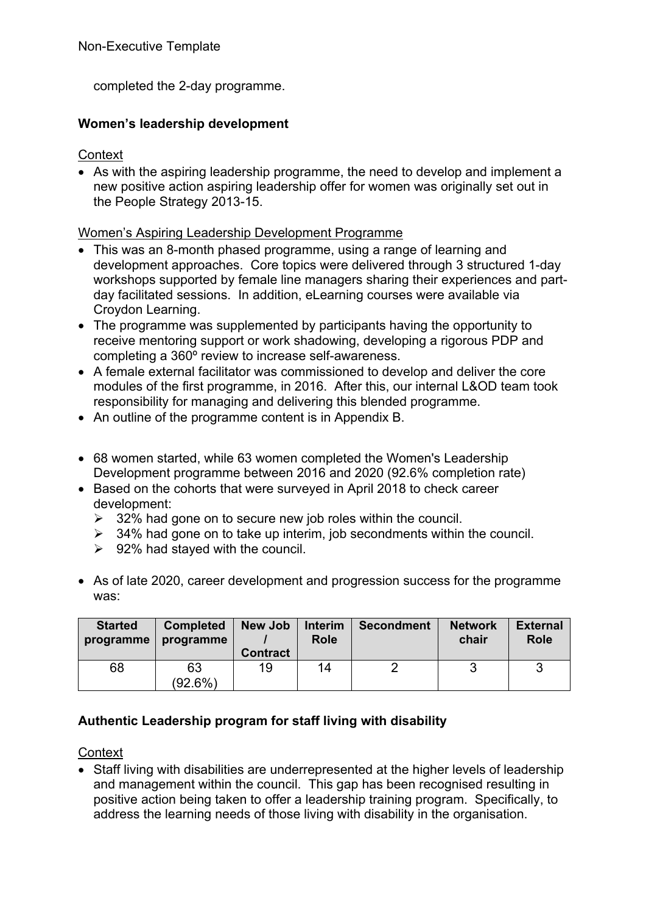completed the 2-day programme.

**Women's leadership development**

Context

- As with the aspiring leadership programme, the need to develop and implement a new positive action aspiring leadership offer for women was originally set out in the People Strategy 2013-15.

Women's Aspiring Leadership Development Programme

- This was an 8-month phased programme, using a range of learning and development approaches. Core topics were delivered through 3 structured 1-day workshops supported by female line managers sharing their experiences and part-day facilitated sessions. In addition, eLearning courses were available via Croydon Learning.
- The programme was supplemented by participants having the opportunity to receive mentoring support or work shadowing, developing a rigorous PDP and completing a 360º review to increase self-awareness.
- A female external facilitator was commissioned to develop and deliver the core modules of the first programme, in 2016. After this, our internal L&OD team took responsibility for managing and delivering this blended programme.
- An outline of the programme content is in Appendix B.

- 68 women started, while 63 women completed the Women's Leadership Development programme between 2016 and 2020 (92.6% completion rate)
- Based on the cohorts that were surveyed in April 2018 to check career development:
  - 32% had gone on to secure new job roles within the council.
  - 34% had gone on to take up interim, job secondments within the council.
  - 92% had stayed with the council.

- As of late 2020, career development and progression success for the programme was:

| Started programme | Completed programme | New Job / Contract | Interim Role | Secondment | Network chair | External Role |
|---|---|---|---|---|---|---|
| 68 | 63 (92.6%) | 19 | 14 | 2 | 3 | 3 |

**Authentic Leadership program for staff living with disability**

Context

- Staff living with disabilities are underrepresented at the higher levels of leadership and management within the council. This gap has been recognised resulting in positive action being taken to offer a leadership training program. Specifically, to address the learning needs of those living with disability in the organisation.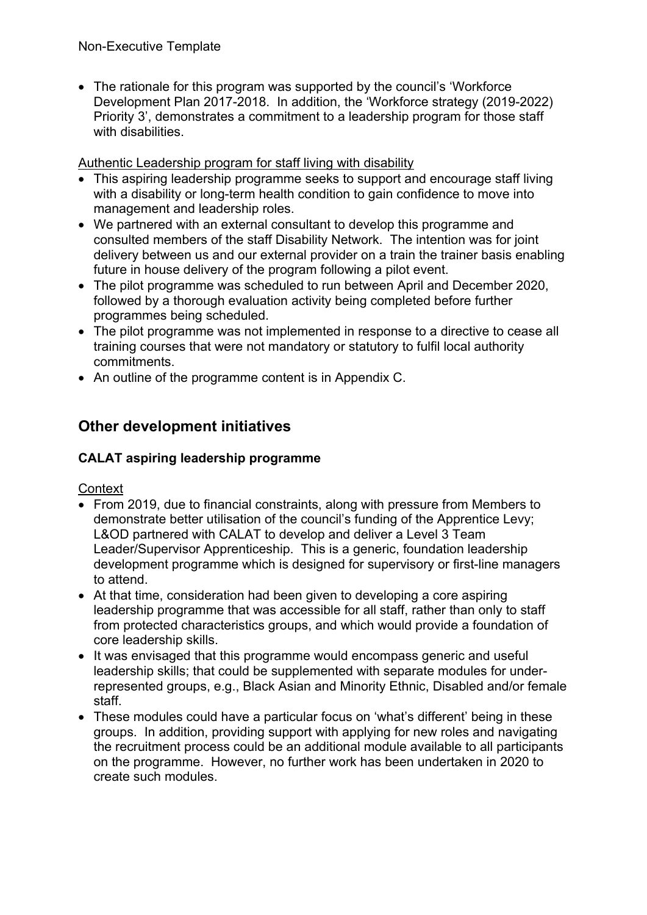- The rationale for this program was supported by the council's 'Workforce Development Plan 2017-2018. In addition, the 'Workforce strategy (2019-2022) Priority 3', demonstrates a commitment to a leadership program for those staff with disabilities.

Authentic Leadership program for staff living with disability

- This aspiring leadership programme seeks to support and encourage staff living with a disability or long-term health condition to gain confidence to move into management and leadership roles.
- We partnered with an external consultant to develop this programme and consulted members of the staff Disability Network. The intention was for joint delivery between us and our external provider on a train the trainer basis enabling future in house delivery of the program following a pilot event.
- The pilot programme was scheduled to run between April and December 2020, followed by a thorough evaluation activity being completed before further programmes being scheduled.
- The pilot programme was not implemented in response to a directive to cease all training courses that were not mandatory or statutory to fulfil local authority commitments.
- An outline of the programme content is in Appendix C.

## Other development initiatives

### CALAT aspiring leadership programme

Context

- From 2019, due to financial constraints, along with pressure from Members to demonstrate better utilisation of the council's funding of the Apprentice Levy; L&OD partnered with CALAT to develop and deliver a Level 3 Team Leader/Supervisor Apprenticeship. This is a generic, foundation leadership development programme which is designed for supervisory or first-line managers to attend.
- At that time, consideration had been given to developing a core aspiring leadership programme that was accessible for all staff, rather than only to staff from protected characteristics groups, and which would provide a foundation of core leadership skills.
- It was envisaged that this programme would encompass generic and useful leadership skills; that could be supplemented with separate modules for under-represented groups, e.g., Black Asian and Minority Ethnic, Disabled and/or female staff.
- These modules could have a particular focus on 'what's different' being in these groups. In addition, providing support with applying for new roles and navigating the recruitment process could be an additional module available to all participants on the programme. However, no further work has been undertaken in 2020 to create such modules.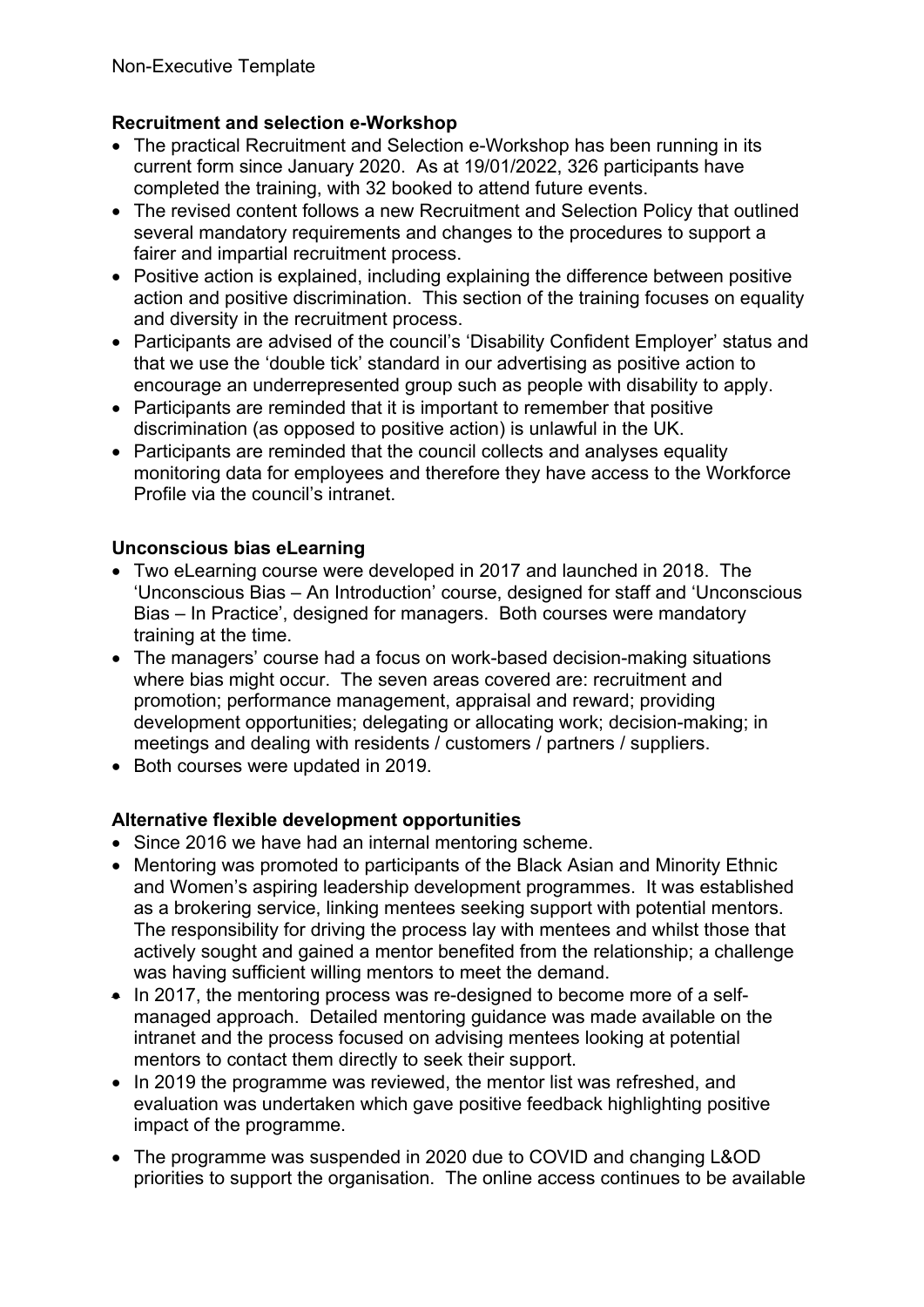**Recruitment and selection e-Workshop**

- The practical Recruitment and Selection e-Workshop has been running in its current form since January 2020. As at 19/01/2022, 326 participants have completed the training, with 32 booked to attend future events.
- The revised content follows a new Recruitment and Selection Policy that outlined several mandatory requirements and changes to the procedures to support a fairer and impartial recruitment process.
- Positive action is explained, including explaining the difference between positive action and positive discrimination. This section of the training focuses on equality and diversity in the recruitment process.
- Participants are advised of the council's 'Disability Confident Employer' status and that we use the 'double tick' standard in our advertising as positive action to encourage an underrepresented group such as people with disability to apply.
- Participants are reminded that it is important to remember that positive discrimination (as opposed to positive action) is unlawful in the UK.
- Participants are reminded that the council collects and analyses equality monitoring data for employees and therefore they have access to the Workforce Profile via the council's intranet.

**Unconscious bias eLearning**

- Two eLearning course were developed in 2017 and launched in 2018. The 'Unconscious Bias – An Introduction' course, designed for staff and 'Unconscious Bias – In Practice', designed for managers. Both courses were mandatory training at the time.
- The managers' course had a focus on work-based decision-making situations where bias might occur. The seven areas covered are: recruitment and promotion; performance management, appraisal and reward; providing development opportunities; delegating or allocating work; decision-making; in meetings and dealing with residents / customers / partners / suppliers.
- Both courses were updated in 2019.

**Alternative flexible development opportunities**

- Since 2016 we have had an internal mentoring scheme.
- Mentoring was promoted to participants of the Black Asian and Minority Ethnic and Women's aspiring leadership development programmes. It was established as a brokering service, linking mentees seeking support with potential mentors. The responsibility for driving the process lay with mentees and whilst those that actively sought and gained a mentor benefited from the relationship; a challenge was having sufficient willing mentors to meet the demand.
- In 2017, the mentoring process was re-designed to become more of a self-managed approach. Detailed mentoring guidance was made available on the intranet and the process focused on advising mentees looking at potential mentors to contact them directly to seek their support.
- In 2019 the programme was reviewed, the mentor list was refreshed, and evaluation was undertaken which gave positive feedback highlighting positive impact of the programme.
- The programme was suspended in 2020 due to COVID and changing L&OD priorities to support the organisation. The online access continues to be available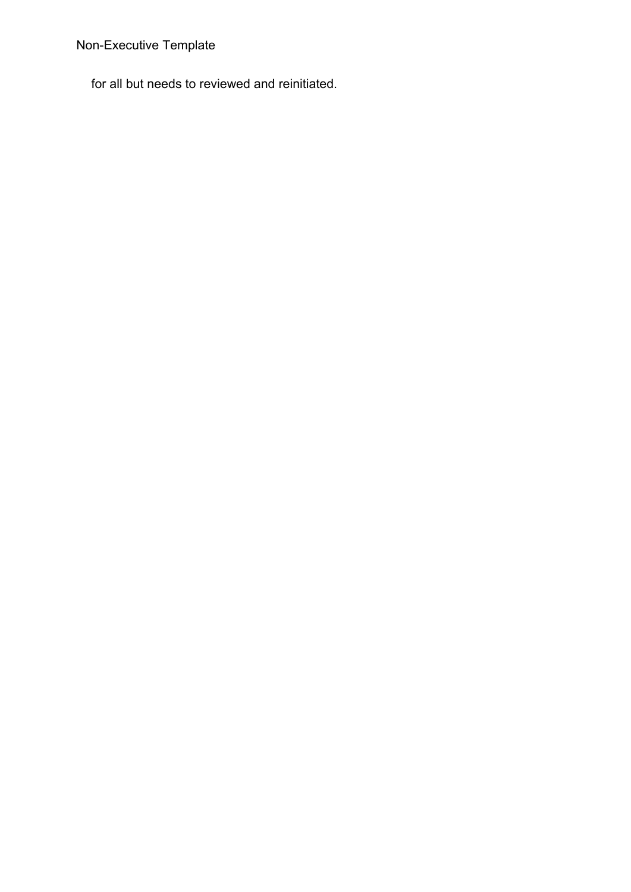for all but needs to reviewed and reinitiated.